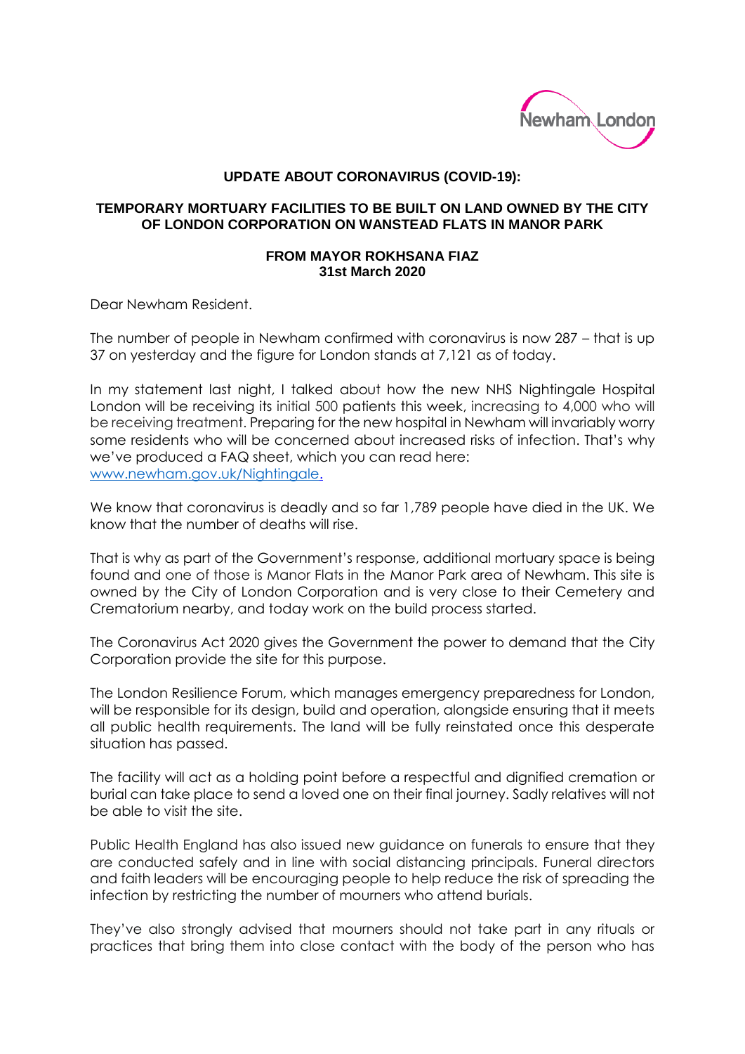Newham London

**UPDATE ABOUT CORONAVIRUS (COVID-19):**

**TEMPORARY MORTUARY FACILITIES TO BE BUILT ON LAND OWNED BY THE CITY OF LONDON CORPORATION ON WANSTEAD FLATS IN MANOR PARK**

**FROM MAYOR ROKHSANA FIAZ**
**31st March 2020**

Dear Newham Resident.

The number of people in Newham confirmed with coronavirus is now 287 – that is up 37 on yesterday and the figure for London stands at 7,121 as of today.

In my statement last night, I talked about how the new NHS Nightingale Hospital London will be receiving its initial 500 patients this week, increasing to 4,000 who will be receiving treatment. Preparing for the new hospital in Newham will invariably worry some residents who will be concerned about increased risks of infection. That's why we've produced a FAQ sheet, which you can read here: [www.newham.gov.uk/Nightingale](www.newham.gov.uk/Nightingale).

We know that coronavirus is deadly and so far 1,789 people have died in the UK. We know that the number of deaths will rise.

That is why as part of the Government's response, additional mortuary space is being found and one of those is Manor Flats in the Manor Park area of Newham. This site is owned by the City of London Corporation and is very close to their Cemetery and Crematorium nearby, and today work on the build process started.

The Coronavirus Act 2020 gives the Government the power to demand that the City Corporation provide the site for this purpose.

The London Resilience Forum, which manages emergency preparedness for London, will be responsible for its design, build and operation, alongside ensuring that it meets all public health requirements. The land will be fully reinstated once this desperate situation has passed.

The facility will act as a holding point before a respectful and dignified cremation or burial can take place to send a loved one on their final journey. Sadly relatives will not be able to visit the site.

Public Health England has also issued new guidance on funerals to ensure that they are conducted safely and in line with social distancing principals. Funeral directors and faith leaders will be encouraging people to help reduce the risk of spreading the infection by restricting the number of mourners who attend burials.

They've also strongly advised that mourners should not take part in any rituals or practices that bring them into close contact with the body of the person who has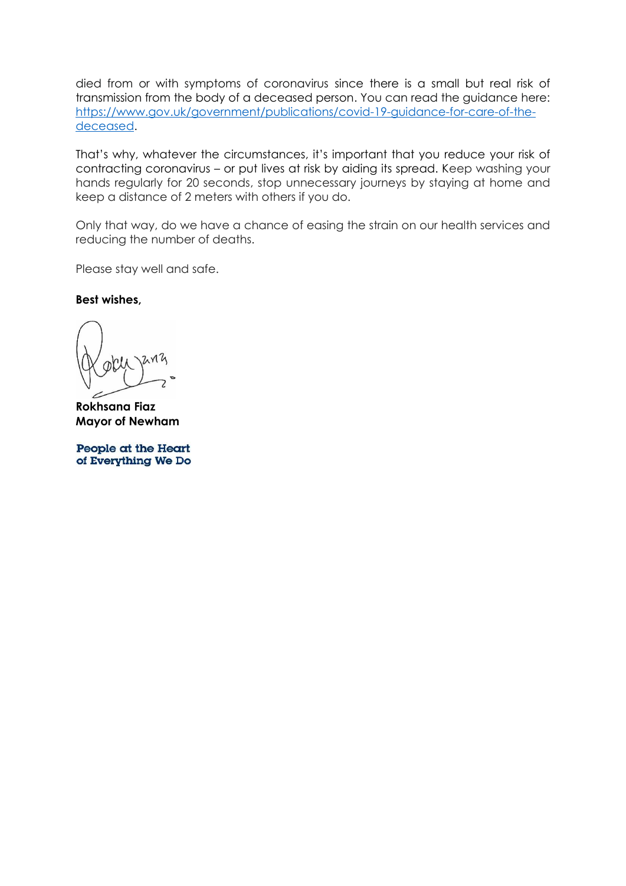died from or with symptoms of coronavirus since there is a small but real risk of transmission from the body of a deceased person. You can read the guidance here: [https://www.gov.uk/government/publications/covid-19-guidance-for-care-of-the-deceased](https://www.gov.uk/government/publications/covid-19-guidance-for-care-of-the-deceased).

That's why, whatever the circumstances, it's important that you reduce your risk of contracting coronavirus – or put lives at risk by aiding its spread. Keep washing your hands regularly for 20 seconds, stop unnecessary journeys by staying at home and keep a distance of 2 meters with others if you do.

Only that way, do we have a chance of easing the strain on our health services and reducing the number of deaths.

Please stay well and safe.

**Best wishes,**

**Rokhsana Fiaz**
**Mayor of Newham**

**People at the Heart of Everything We Do**